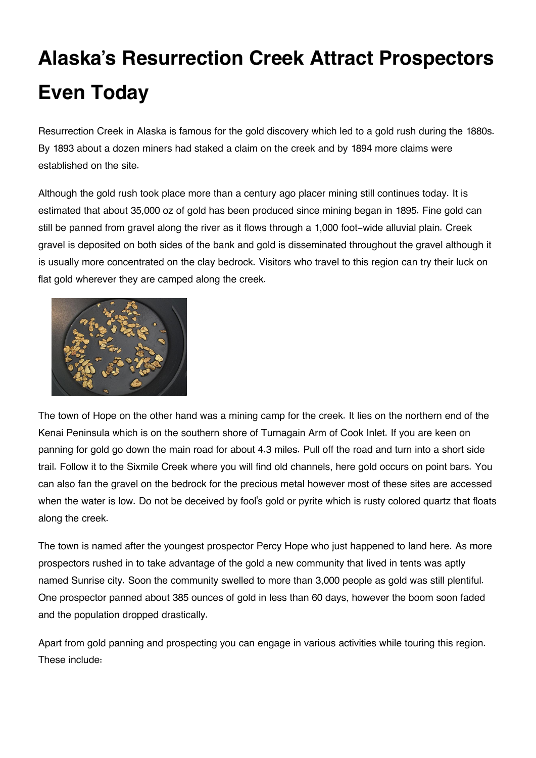# Alaska's Resurrection Creek Attract Prospectors Even Today

Resurrection Creek in Alaska is famous for the gold discovery which led to a gold rush during the 1880s. By 1893 about a dozen miners had staked a claim on the creek and by 1894 more claims were established on the site.

Although the gold rush took place more than a century ago placer mining still continues today. It is estimated that about 35,000 oz of gold has been produced since mining began in 1895. Fine gold can still be panned from gravel along the river as it flows through a 1,000 foot-wide alluvial plain. Creek gravel is deposited on both sides of the bank and gold is disseminated throughout the gravel although it is usually more concentrated on the clay bedrock. Visitors who travel to this region can try their luck on flat gold wherever they are camped along the creek.

The town of Hope on the other hand was a mining camp for the creek. It lies on the northern end of the Kenai Peninsula which is on the southern shore of Turnagain Arm of Cook Inlet. If you are keen on panning for gold go down the main road for about 4.3 miles. Pull off the road and turn into a short side trail. Follow it to the Sixmile Creek where you will find old channels, here gold occurs on point bars. You can also fan the gravel on the bedrock for the precious metal however most of these sites are accessed when the water is low. Do not be deceived by fool's gold or pyrite which is rusty colored quartz that floats along the creek.

The town is named after the youngest prospector Percy Hope who just happened to land here. As more prospectors rushed in to take advantage of the gold a new community that lived in tents was aptly named Sunrise city. Soon the community swelled to more than 3,000 people as gold was still plentiful. One prospector panned about 385 ounces of gold in less than 60 days, however the boom soon faded and the population dropped drastically.

Apart from gold panning and prospecting you can engage in various activities while touring this region. These include: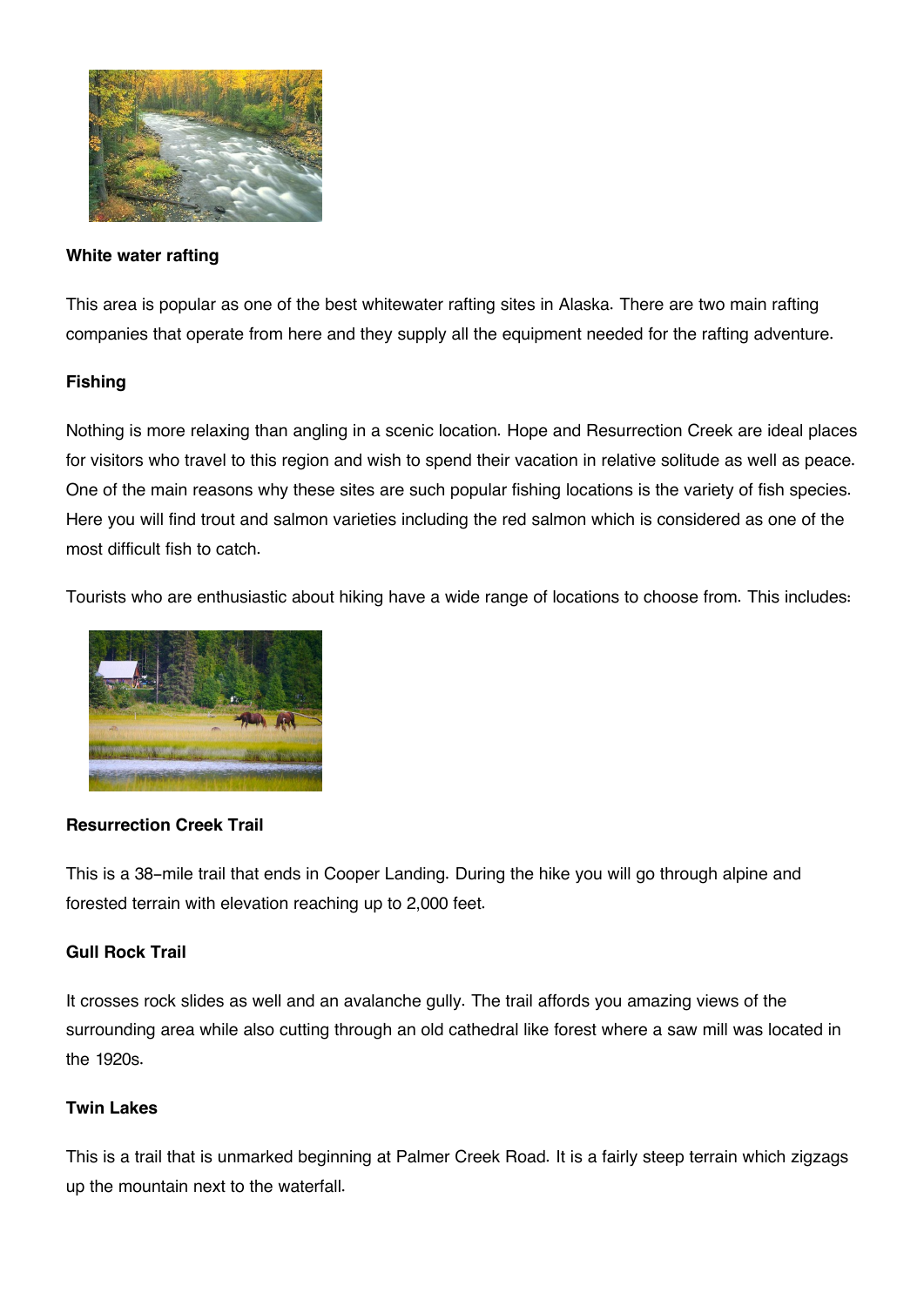**White water rafting**

This area is popular as one of the best whitewater rafting sites in Alaska. There are two main rafting companies that operate from here and they supply all the equipment needed for the rafting adventure.

**Fishing**

Nothing is more relaxing than angling in a scenic location. Hope and Resurrection Creek are ideal places for visitors who travel to this region and wish to spend their vacation in relative solitude as well as peace. One of the main reasons why these sites are such popular fishing locations is the variety of fish species. Here you will find trout and salmon varieties including the red salmon which is considered as one of the most difficult fish to catch.

Tourists who are enthusiastic about hiking have a wide range of locations to choose from. This includes:

**Resurrection Creek Trail**

This is a 38-mile trail that ends in Cooper Landing. During the hike you will go through alpine and forested terrain with elevation reaching up to 2,000 feet.

**Gull Rock Trail**

It crosses rock slides as well and an avalanche gully. The trail affords you amazing views of the surrounding area while also cutting through an old cathedral like forest where a saw mill was located in the 1920s.

**Twin Lakes**

This is a trail that is unmarked beginning at Palmer Creek Road. It is a fairly steep terrain which zigzags up the mountain next to the waterfall.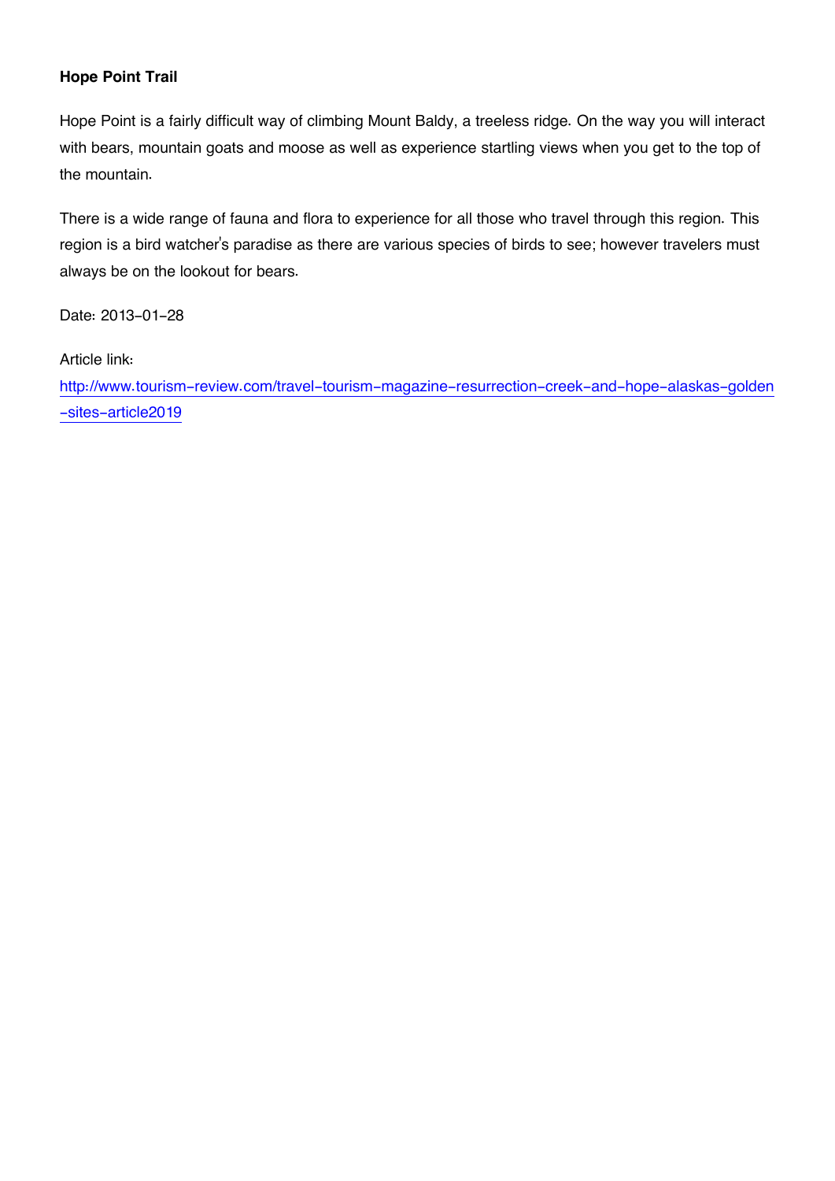**Hope Point Trail**

Hope Point is a fairly difficult way of climbing Mount Baldy, a treeless ridge. On the way you will interact with bears, mountain goats and moose as well as experience startling views when you get to the top of the mountain.

There is a wide range of fauna and flora to experience for all those who travel through this region. This region is a bird watcher's paradise as there are various species of birds to see; however travelers must always be on the lookout for bears.

Date: 2013-01-28

Article link:
[http://www.tourism-review.com/travel-tourism-magazine-resurrection-creek-and-hope-alaskas-golden-sites-article2019](http://www.tourism-review.com/travel-tourism-magazine-resurrection-creek-and-hope-alaskas-golden-sites-article2019)